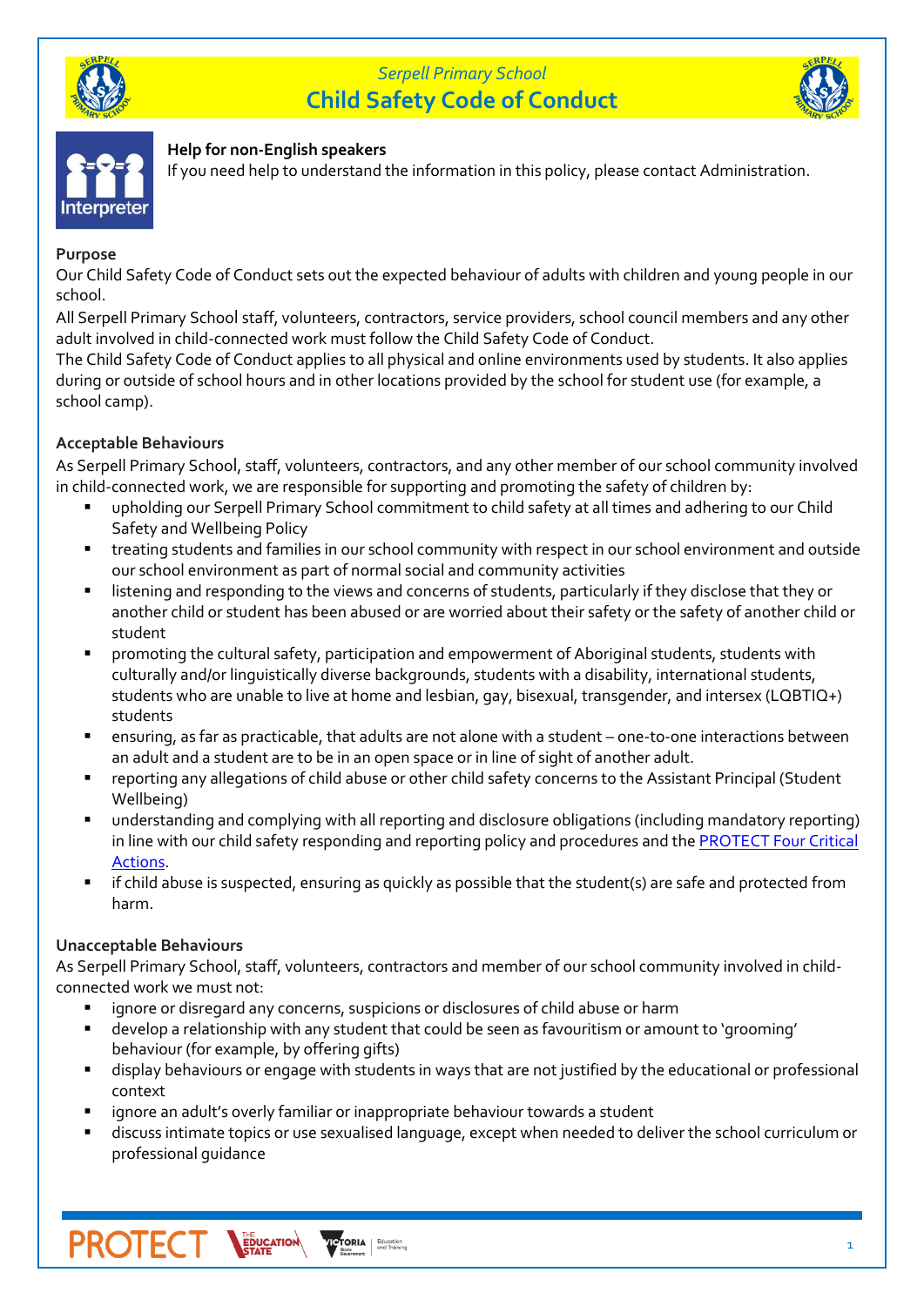## Serpell Primary School

# Child Safety Code of Conduct

**Help for non-English speakers**

If you need help to understand the information in this policy, please contact Administration.

**Purpose**

Our Child Safety Code of Conduct sets out the expected behaviour of adults with children and young people in our school.

All Serpell Primary School staff, volunteers, contractors, service providers, school council members and any other adult involved in child-connected work must follow the Child Safety Code of Conduct.

The Child Safety Code of Conduct applies to all physical and online environments used by students. It also applies during or outside of school hours and in other locations provided by the school for student use (for example, a school camp).

**Acceptable Behaviours**

As Serpell Primary School, staff, volunteers, contractors, and any other member of our school community involved in child-connected work, we are responsible for supporting and promoting the safety of children by:

- upholding our Serpell Primary School commitment to child safety at all times and adhering to our Child Safety and Wellbeing Policy
- treating students and families in our school community with respect in our school environment and outside our school environment as part of normal social and community activities
- listening and responding to the views and concerns of students, particularly if they disclose that they or another child or student has been abused or are worried about their safety or the safety of another child or student
- promoting the cultural safety, participation and empowerment of Aboriginal students, students with culturally and/or linguistically diverse backgrounds, students with a disability, international students, students who are unable to live at home and lesbian, gay, bisexual, transgender, and intersex (LQBTIQ+) students
- ensuring, as far as practicable, that adults are not alone with a student – one-to-one interactions between an adult and a student are to be in an open space or in line of sight of another adult.
- reporting any allegations of child abuse or other child safety concerns to the Assistant Principal (Student Wellbeing)
- understanding and complying with all reporting and disclosure obligations (including mandatory reporting) in line with our child safety responding and reporting policy and procedures and the PROTECT Four Critical Actions.
- if child abuse is suspected, ensuring as quickly as possible that the student(s) are safe and protected from harm.

**Unacceptable Behaviours**

As Serpell Primary School, staff, volunteers, contractors and member of our school community involved in child-connected work we must not:

- ignore or disregard any concerns, suspicions or disclosures of child abuse or harm
- develop a relationship with any student that could be seen as favouritism or amount to 'grooming' behaviour (for example, by offering gifts)
- display behaviours or engage with students in ways that are not justified by the educational or professional context
- ignore an adult's overly familiar or inappropriate behaviour towards a student
- discuss intimate topics or use sexualised language, except when needed to deliver the school curriculum or professional guidance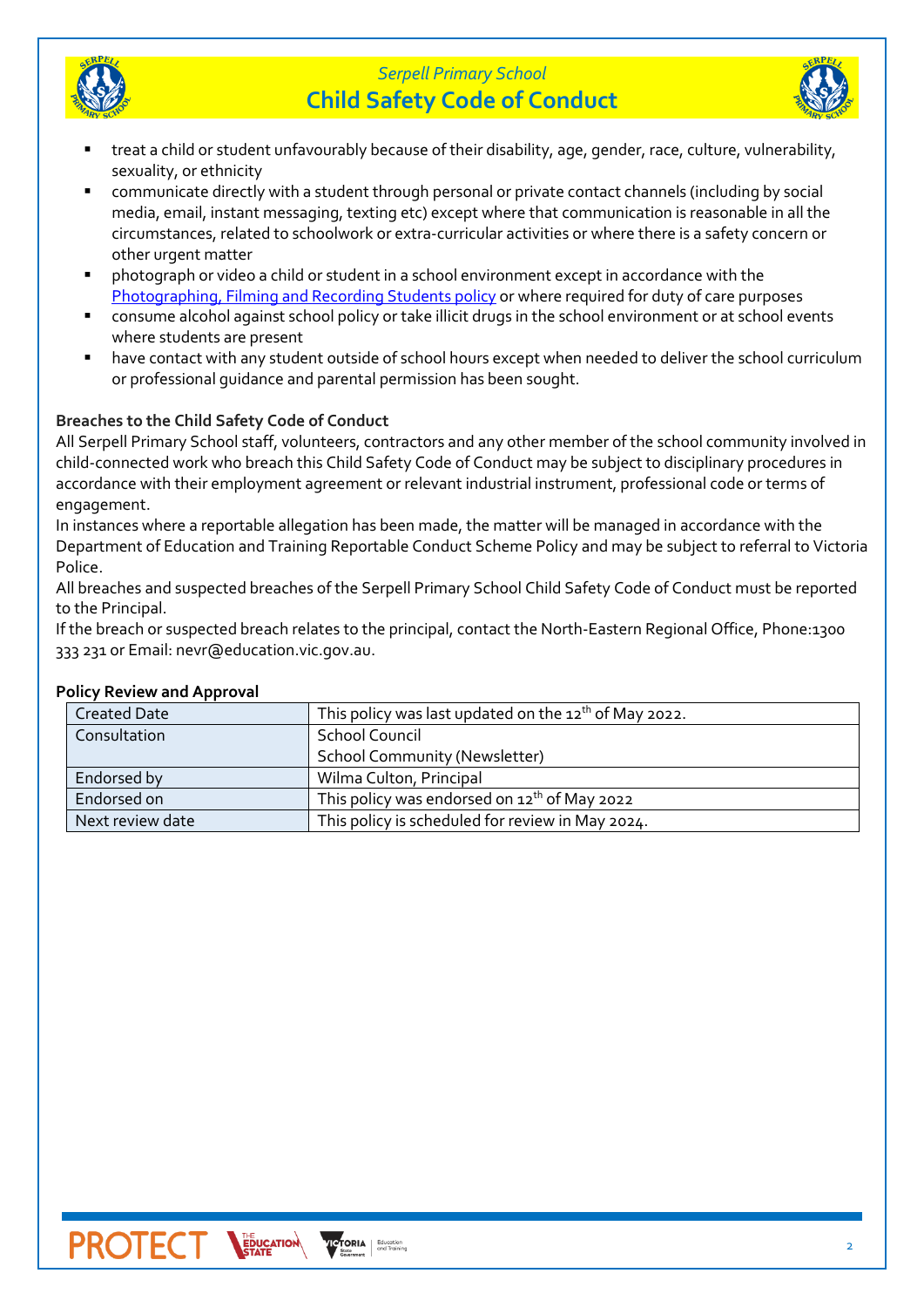- treat a child or student unfavourably because of their disability, age, gender, race, culture, vulnerability, sexuality, or ethnicity
- communicate directly with a student through personal or private contact channels (including by social media, email, instant messaging, texting etc) except where that communication is reasonable in all the circumstances, related to schoolwork or extra-curricular activities or where there is a safety concern or other urgent matter
- photograph or video a child or student in a school environment except in accordance with the Photographing, Filming and Recording Students policy or where required for duty of care purposes
- consume alcohol against school policy or take illicit drugs in the school environment or at school events where students are present
- have contact with any student outside of school hours except when needed to deliver the school curriculum or professional guidance and parental permission has been sought.

**Breaches to the Child Safety Code of Conduct**

All Serpell Primary School staff, volunteers, contractors and any other member of the school community involved in child-connected work who breach this Child Safety Code of Conduct may be subject to disciplinary procedures in accordance with their employment agreement or relevant industrial instrument, professional code or terms of engagement.

In instances where a reportable allegation has been made, the matter will be managed in accordance with the Department of Education and Training Reportable Conduct Scheme Policy and may be subject to referral to Victoria Police.

All breaches and suspected breaches of the Serpell Primary School Child Safety Code of Conduct must be reported to the Principal.

If the breach or suspected breach relates to the principal, contact the North-Eastern Regional Office, Phone:1300 333 231 or Email: nevr@education.vic.gov.au.

**Policy Review and Approval**

| | |
|---|---|
| Created Date | This policy was last updated on the 12th of May 2022. |
| Consultation | School Council<br>School Community (Newsletter) |
| Endorsed by | Wilma Culton, Principal |
| Endorsed on | This policy was endorsed on 12th of May 2022 |
| Next review date | This policy is scheduled for review in May 2024. |